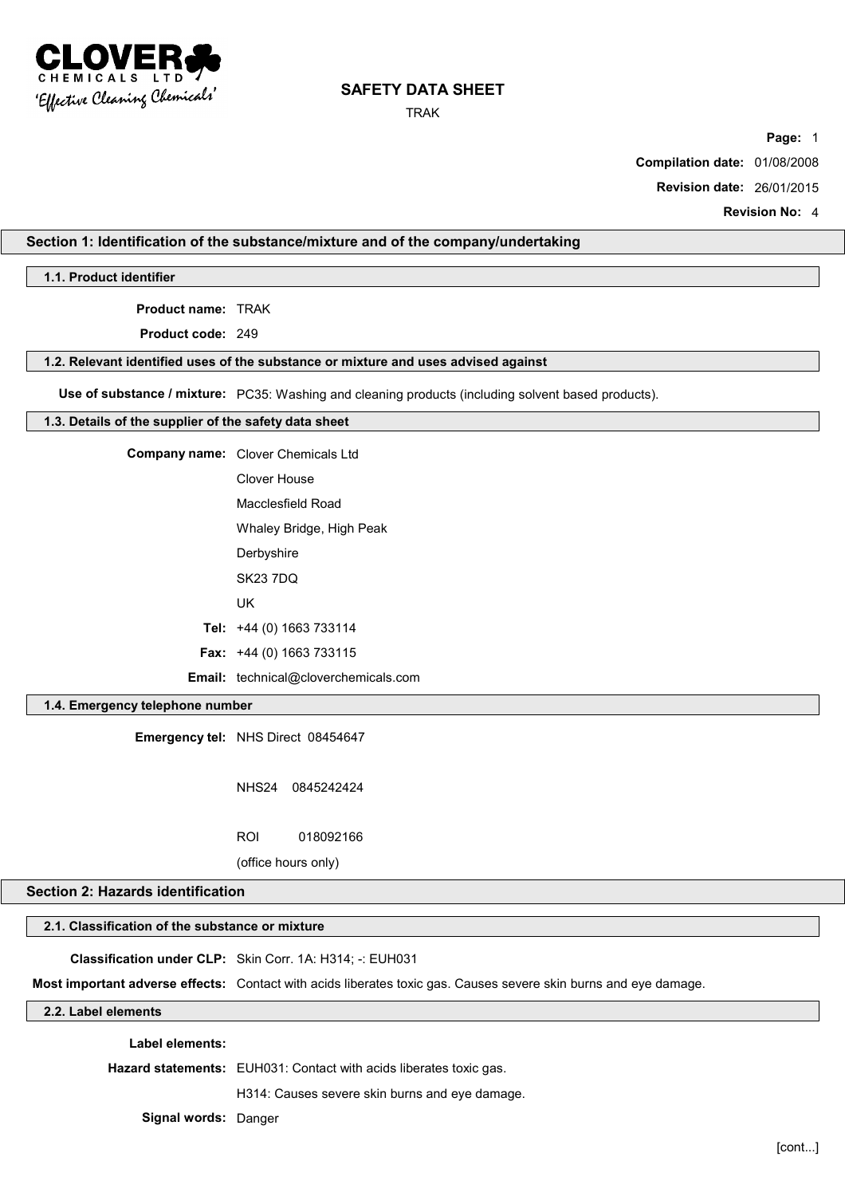# SAFETY DATA SHEET

TRAK

**Compilation date:** 01/08/2008

**Revision date:** 26/01/2015

**Revision No:** 4

## Section 1: Identification of the substance/mixture and of the company/undertaking

### 1.1. Product identifier

**Product name:** TRAK

**Product code:** 249

### 1.2. Relevant identified uses of the substance or mixture and uses advised against

**Use of substance / mixture:** PC35: Washing and cleaning products (including solvent based products).

### 1.3. Details of the supplier of the safety data sheet

**Company name:** Clover Chemicals Ltd
Clover House
Macclesfield Road
Whaley Bridge, High Peak
Derbyshire
SK23 7DQ
UK

**Tel:** +44 (0) 1663 733114

**Fax:** +44 (0) 1663 733115

**Email:** technical@cloverchemicals.com

### 1.4. Emergency telephone number

**Emergency tel:** NHS Direct 08454647

NHS24 0845242424

ROI 018092166

(office hours only)

## Section 2: Hazards identification

### 2.1. Classification of the substance or mixture

**Classification under CLP:** Skin Corr. 1A: H314; -: EUH031

**Most important adverse effects:** Contact with acids liberates toxic gas. Causes severe skin burns and eye damage.

### 2.2. Label elements

**Label elements:**

**Hazard statements:** EUH031: Contact with acids liberates toxic gas.

H314: Causes severe skin burns and eye damage.

**Signal words:** Danger

[cont...]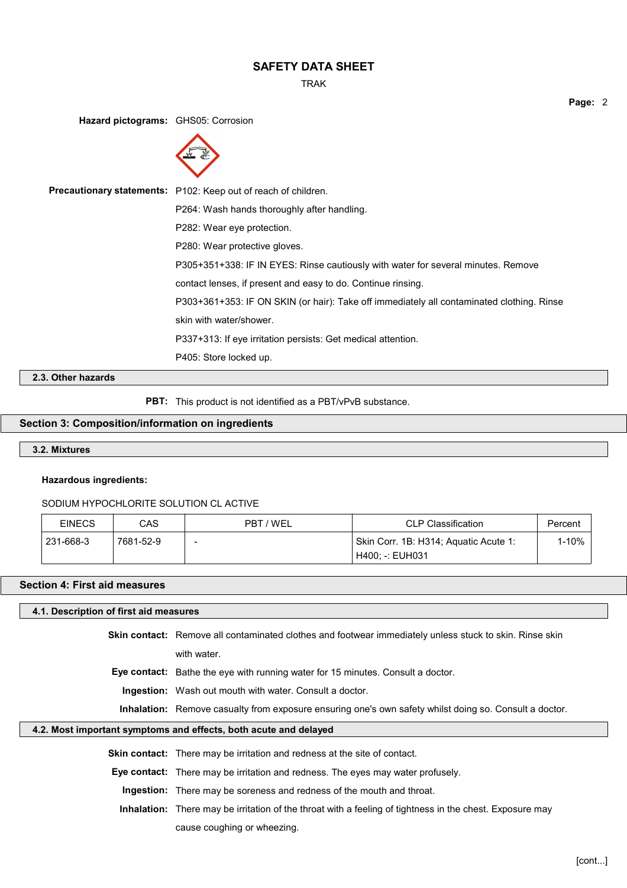**Hazard pictograms:** GHS05: Corrosion

**Precautionary statements:** P102: Keep out of reach of children.

P264: Wash hands thoroughly after handling.

P282: Wear eye protection.

P280: Wear protective gloves.

P305+351+338: IF IN EYES: Rinse cautiously with water for several minutes. Remove contact lenses, if present and easy to do. Continue rinsing.

P303+361+353: IF ON SKIN (or hair): Take off immediately all contaminated clothing. Rinse skin with water/shower.

P337+313: If eye irritation persists: Get medical attention.

P405: Store locked up.

### 2.3. Other hazards

**PBT:** This product is not identified as a PBT/vPvB substance.

## Section 3: Composition/information on ingredients

### 3.2. Mixtures

**Hazardous ingredients:**

SODIUM HYPOCHLORITE SOLUTION CL ACTIVE

| EINECS | CAS | PBT / WEL | CLP Classification | Percent |
|---|---|---|---|---|
| 231-668-3 | 7681-52-9 | - | Skin Corr. 1B: H314; Aquatic Acute 1: H400; -: EUH031 | 1-10% |

## Section 4: First aid measures

### 4.1. Description of first aid measures

**Skin contact:** Remove all contaminated clothes and footwear immediately unless stuck to skin. Rinse skin with water.

**Eye contact:** Bathe the eye with running water for 15 minutes. Consult a doctor.

**Ingestion:** Wash out mouth with water. Consult a doctor.

**Inhalation:** Remove casualty from exposure ensuring one's own safety whilst doing so. Consult a doctor.

### 4.2. Most important symptoms and effects, both acute and delayed

**Skin contact:** There may be irritation and redness at the site of contact.

**Eye contact:** There may be irritation and redness. The eyes may water profusely.

**Ingestion:** There may be soreness and redness of the mouth and throat.

**Inhalation:** There may be irritation of the throat with a feeling of tightness in the chest. Exposure may cause coughing or wheezing.

[cont...]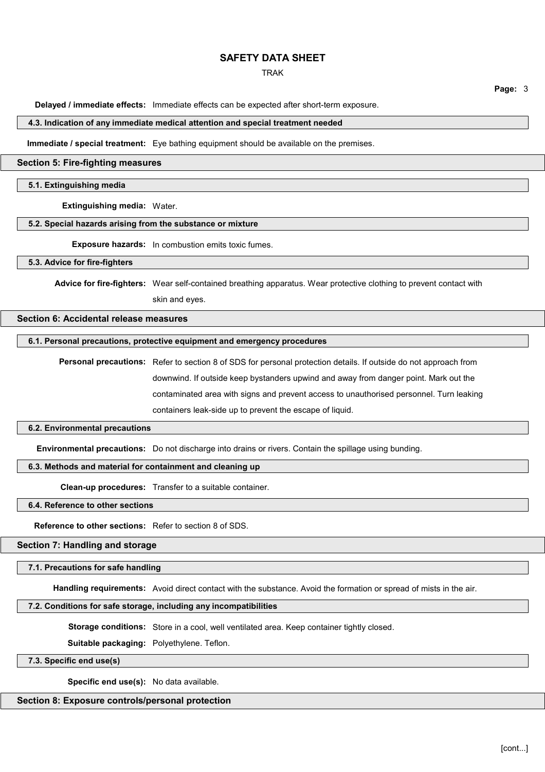**Delayed / immediate effects:** Immediate effects can be expected after short-term exposure.

### 4.3. Indication of any immediate medical attention and special treatment needed

**Immediate / special treatment:** Eye bathing equipment should be available on the premises.

## Section 5: Fire-fighting measures

### 5.1. Extinguishing media

**Extinguishing media:** Water.

### 5.2. Special hazards arising from the substance or mixture

**Exposure hazards:** In combustion emits toxic fumes.

### 5.3. Advice for fire-fighters

**Advice for fire-fighters:** Wear self-contained breathing apparatus. Wear protective clothing to prevent contact with skin and eyes.

## Section 6: Accidental release measures

### 6.1. Personal precautions, protective equipment and emergency procedures

**Personal precautions:** Refer to section 8 of SDS for personal protection details. If outside do not approach from downwind. If outside keep bystanders upwind and away from danger point. Mark out the contaminated area with signs and prevent access to unauthorised personnel. Turn leaking containers leak-side up to prevent the escape of liquid.

### 6.2. Environmental precautions

**Environmental precautions:** Do not discharge into drains or rivers. Contain the spillage using bunding.

### 6.3. Methods and material for containment and cleaning up

**Clean-up procedures:** Transfer to a suitable container.

### 6.4. Reference to other sections

**Reference to other sections:** Refer to section 8 of SDS.

## Section 7: Handling and storage

### 7.1. Precautions for safe handling

**Handling requirements:** Avoid direct contact with the substance. Avoid the formation or spread of mists in the air.

### 7.2. Conditions for safe storage, including any incompatibilities

**Storage conditions:** Store in a cool, well ventilated area. Keep container tightly closed.

**Suitable packaging:** Polyethylene. Teflon.

### 7.3. Specific end use(s)

**Specific end use(s):** No data available.

## Section 8: Exposure controls/personal protection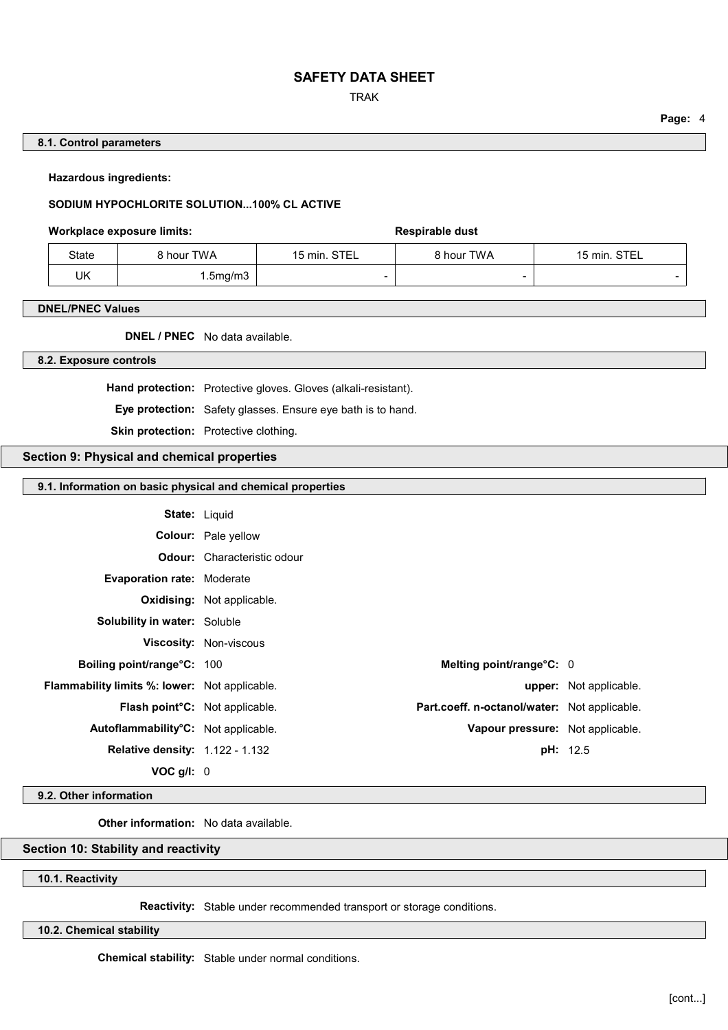### 8.1. Control parameters

**Hazardous ingredients:**

**SODIUM HYPOCHLORITE SOLUTION...100% CL ACTIVE**

| | Workplace exposure limits: | | Respirable dust | |
|---|---|---|---|---|
| State | 8 hour TWA | 15 min. STEL | 8 hour TWA | 15 min. STEL |
| UK | 1.5mg/m3 | - | - | - |

### DNEL/PNEC Values

**DNEL / PNEC** No data available.

### 8.2. Exposure controls

**Hand protection:** Protective gloves. Gloves (alkali-resistant).

**Eye protection:** Safety glasses. Ensure eye bath is to hand.

**Skin protection:** Protective clothing.

## Section 9: Physical and chemical properties

### 9.1. Information on basic physical and chemical properties

**State:** Liquid

**Colour:** Pale yellow

**Odour:** Characteristic odour

**Evaporation rate:** Moderate

**Oxidising:** Not applicable.

**Solubility in water:** Soluble

**Viscosity:** Non-viscous

**Boiling point/range°C:** 100

**Melting point/range°C:** 0

**Flammability limits %: lower:** Not applicable.

**upper:** Not applicable.

**Flash point°C:** Not applicable.

**Part.coeff. n-octanol/water:** Not applicable.

**Autoflammability°C:** Not applicable.

**Vapour pressure:** Not applicable.

**Relative density:** 1.122 - 1.132

**pH:** 12.5

**VOC g/l:** 0

### 9.2. Other information

**Other information:** No data available.

## Section 10: Stability and reactivity

### 10.1. Reactivity

**Reactivity:** Stable under recommended transport or storage conditions.

### 10.2. Chemical stability

**Chemical stability:** Stable under normal conditions.

[cont...]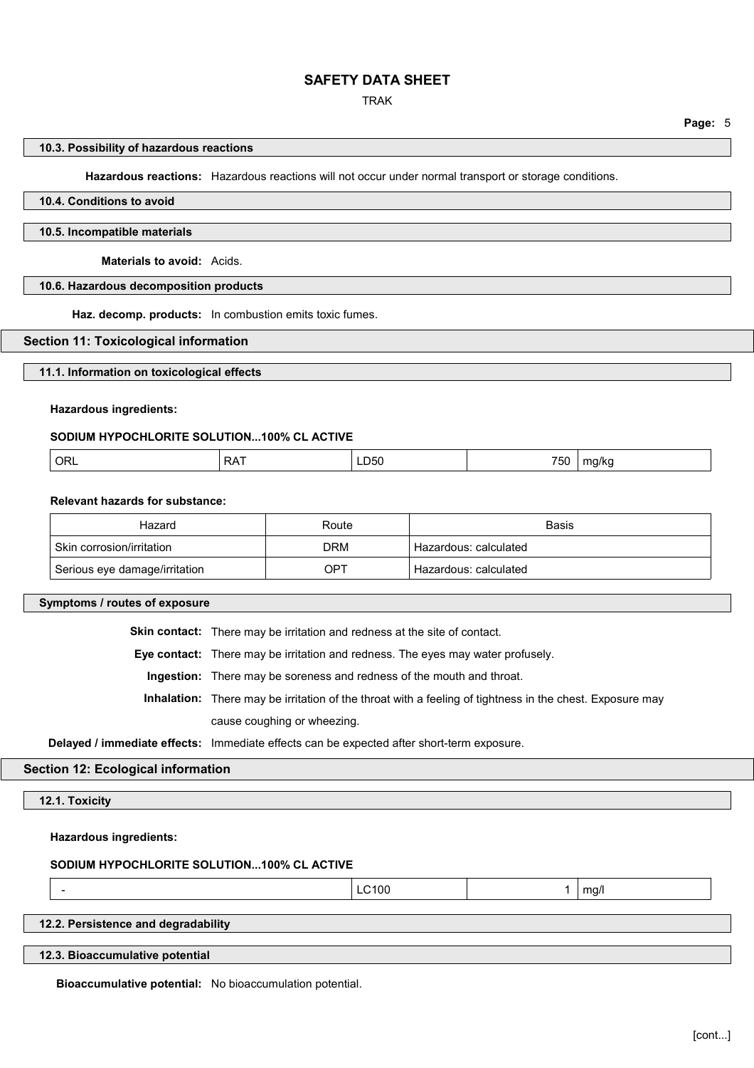### 10.3. Possibility of hazardous reactions

**Hazardous reactions:** Hazardous reactions will not occur under normal transport or storage conditions.

### 10.4. Conditions to avoid

### 10.5. Incompatible materials

**Materials to avoid:** Acids.

### 10.6. Hazardous decomposition products

**Haz. decomp. products:** In combustion emits toxic fumes.

## Section 11: Toxicological information

### 11.1. Information on toxicological effects

**Hazardous ingredients:**

**SODIUM HYPOCHLORITE SOLUTION...100% CL ACTIVE**

| | | | | |
|---|---|---|---|---|
| ORL | RAT | LD50 | 750 | mg/kg |

**Relevant hazards for substance:**

| Hazard | Route | Basis |
|---|---|---|
| Skin corrosion/irritation | DRM | Hazardous: calculated |
| Serious eye damage/irritation | OPT | Hazardous: calculated |

### Symptoms / routes of exposure

**Skin contact:** There may be irritation and redness at the site of contact.

**Eye contact:** There may be irritation and redness. The eyes may water profusely.

**Ingestion:** There may be soreness and redness of the mouth and throat.

**Inhalation:** There may be irritation of the throat with a feeling of tightness in the chest. Exposure may cause coughing or wheezing.

**Delayed / immediate effects:** Immediate effects can be expected after short-term exposure.

## Section 12: Ecological information

### 12.1. Toxicity

**Hazardous ingredients:**

**SODIUM HYPOCHLORITE SOLUTION...100% CL ACTIVE**

| | | | |
|---|---|---|---|
| - | LC100 | 1 | mg/l |

### 12.2. Persistence and degradability

### 12.3. Bioaccumulative potential

**Bioaccumulative potential:** No bioaccumulation potential.

[cont...]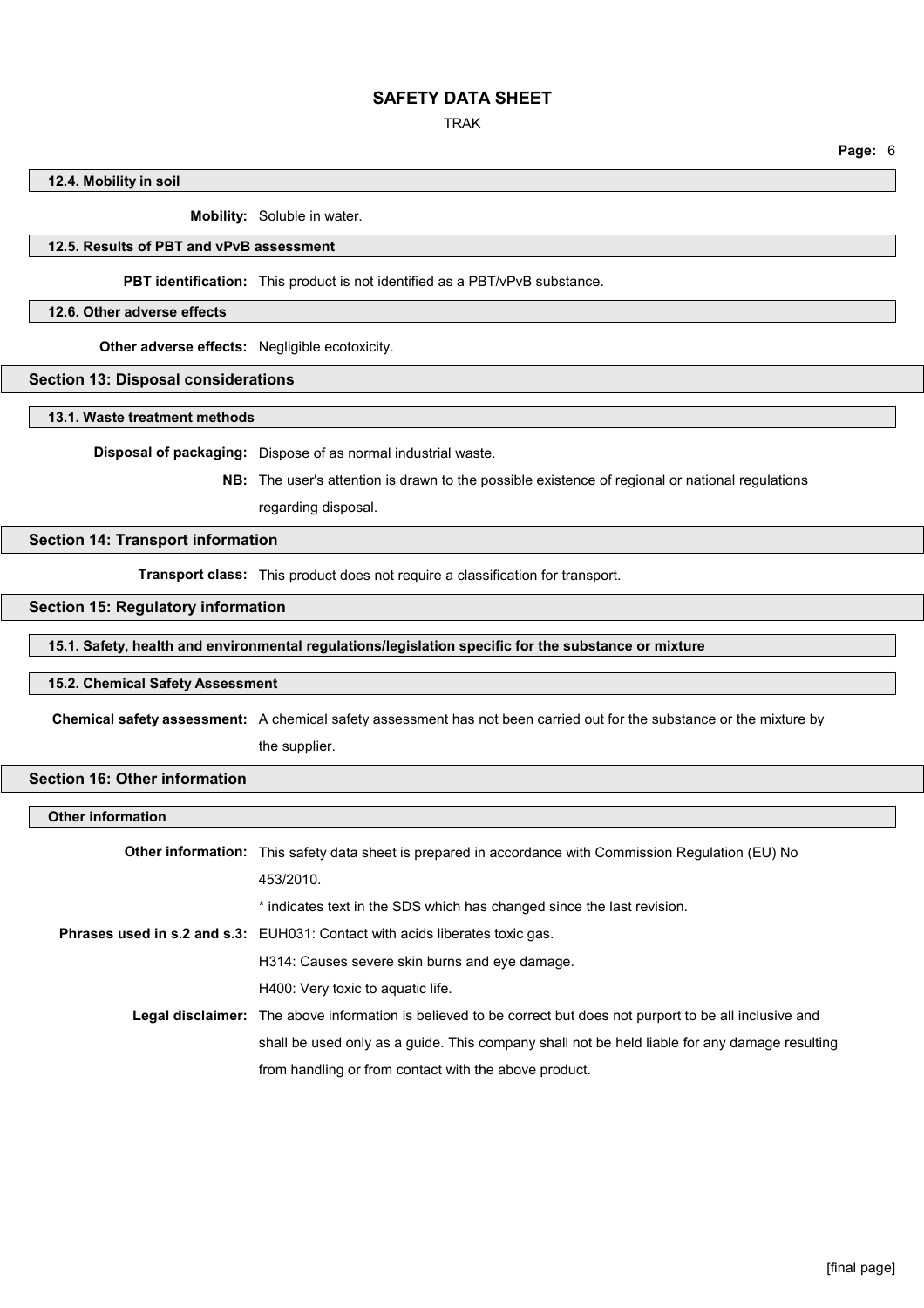### 12.4. Mobility in soil

**Mobility:** Soluble in water.

### 12.5. Results of PBT and vPvB assessment

**PBT identification:** This product is not identified as a PBT/vPvB substance.

### 12.6. Other adverse effects

**Other adverse effects:** Negligible ecotoxicity.

## Section 13: Disposal considerations

### 13.1. Waste treatment methods

**Disposal of packaging:** Dispose of as normal industrial waste.

**NB:** The user's attention is drawn to the possible existence of regional or national regulations regarding disposal.

## Section 14: Transport information

**Transport class:** This product does not require a classification for transport.

## Section 15: Regulatory information

### 15.1. Safety, health and environmental regulations/legislation specific for the substance or mixture

### 15.2. Chemical Safety Assessment

**Chemical safety assessment:** A chemical safety assessment has not been carried out for the substance or the mixture by the supplier.

## Section 16: Other information

### Other information

**Other information:** This safety data sheet is prepared in accordance with Commission Regulation (EU) No 453/2010.

* indicates text in the SDS which has changed since the last revision.

**Phrases used in s.2 and s.3:** EUH031: Contact with acids liberates toxic gas.

H314: Causes severe skin burns and eye damage.

H400: Very toxic to aquatic life.

**Legal disclaimer:** The above information is believed to be correct but does not purport to be all inclusive and shall be used only as a guide. This company shall not be held liable for any damage resulting from handling or from contact with the above product.

[final page]